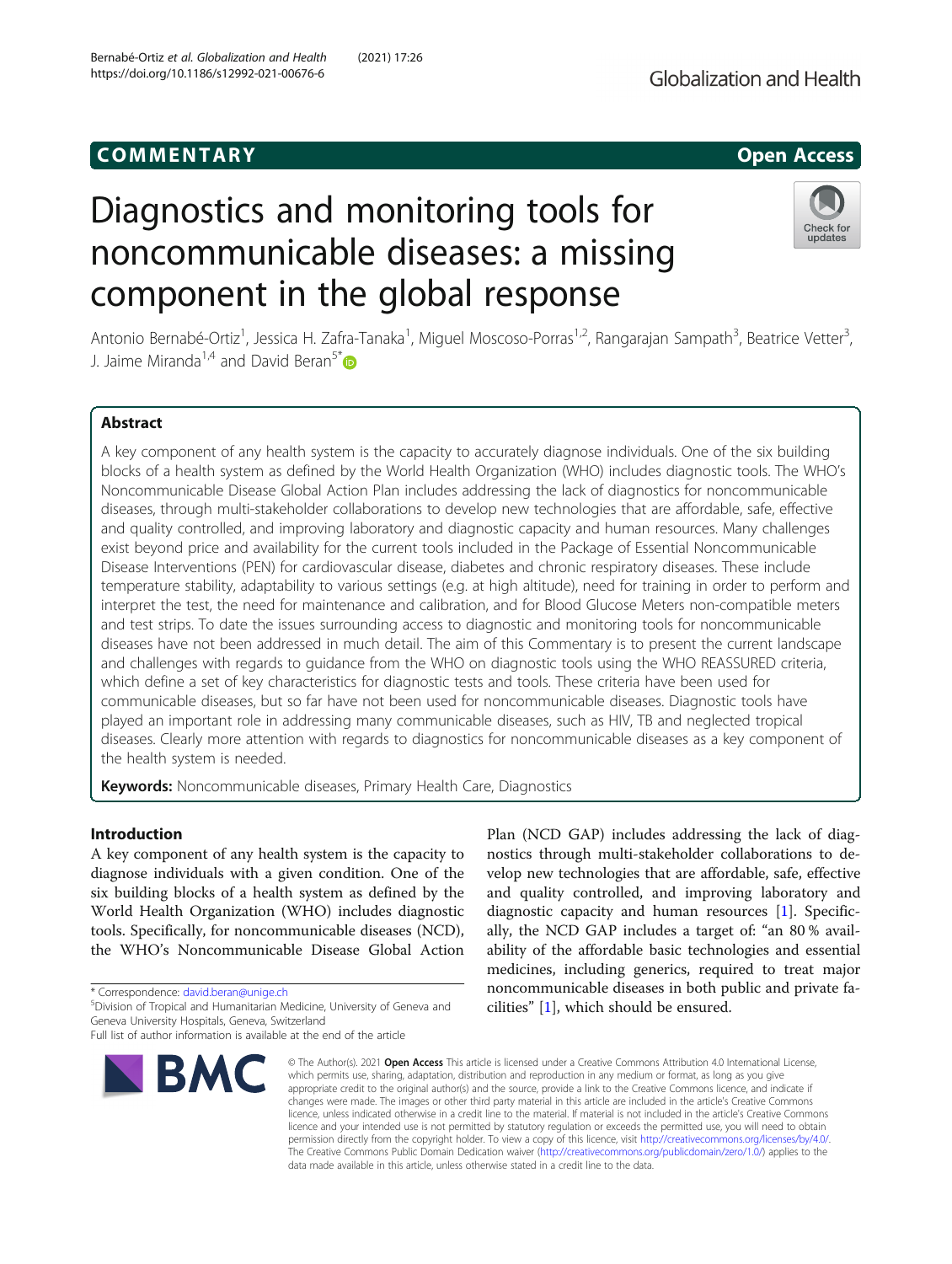COMMENTARY

Open Access

# Diagnostics and monitoring tools for noncommunicable diseases: a missing component in the global response

Antonio Bernabé-Ortiz[1], Jessica H. Zafra-Tanaka[1], Miguel Moscoso-Porras[1,2], Rangarajan Sampath[3], Beatrice Vetter[3], J. Jaime Miranda[1,4] and David Beran[5*]

## Abstract

A key component of any health system is the capacity to accurately diagnose individuals. One of the six building blocks of a health system as defined by the World Health Organization (WHO) includes diagnostic tools. The WHO's Noncommunicable Disease Global Action Plan includes addressing the lack of diagnostics for noncommunicable diseases, through multi-stakeholder collaborations to develop new technologies that are affordable, safe, effective and quality controlled, and improving laboratory and diagnostic capacity and human resources. Many challenges exist beyond price and availability for the current tools included in the Package of Essential Noncommunicable Disease Interventions (PEN) for cardiovascular disease, diabetes and chronic respiratory diseases. These include temperature stability, adaptability to various settings (e.g. at high altitude), need for training in order to perform and interpret the test, the need for maintenance and calibration, and for Blood Glucose Meters non-compatible meters and test strips. To date the issues surrounding access to diagnostic and monitoring tools for noncommunicable diseases have not been addressed in much detail. The aim of this Commentary is to present the current landscape and challenges with regards to guidance from the WHO on diagnostic tools using the WHO REASSURED criteria, which define a set of key characteristics for diagnostic tests and tools. These criteria have been used for communicable diseases, but so far have not been used for noncommunicable diseases. Diagnostic tools have played an important role in addressing many communicable diseases, such as HIV, TB and neglected tropical diseases. Clearly more attention with regards to diagnostics for noncommunicable diseases as a key component of the health system is needed.

**Keywords:** Noncommunicable diseases, Primary Health Care, Diagnostics

## Introduction

A key component of any health system is the capacity to diagnose individuals with a given condition. One of the six building blocks of a health system as defined by the World Health Organization (WHO) includes diagnostic tools. Specifically, for noncommunicable diseases (NCD), the WHO's Noncommunicable Disease Global Action Plan (NCD GAP) includes addressing the lack of diagnostics through multi-stakeholder collaborations to develop new technologies that are affordable, safe, effective and quality controlled, and improving laboratory and diagnostic capacity and human resources [1]. Specifically, the NCD GAP includes a target of: "an 80 % availability of the affordable basic technologies and essential medicines, including generics, required to treat major noncommunicable diseases in both public and private facilities" [1], which should be ensured.

* Correspondence: david.beran@unige.ch
[5]Division of Tropical and Humanitarian Medicine, University of Geneva and Geneva University Hospitals, Geneva, Switzerland
Full list of author information is available at the end of the article

© The Author(s). 2021 **Open Access** This article is licensed under a Creative Commons Attribution 4.0 International License, which permits use, sharing, adaptation, distribution and reproduction in any medium or format, as long as you give appropriate credit to the original author(s) and the source, provide a link to the Creative Commons licence, and indicate if changes were made. The images or other third party material in this article are included in the article's Creative Commons licence, unless indicated otherwise in a credit line to the material. If material is not included in the article's Creative Commons licence and your intended use is not permitted by statutory regulation or exceeds the permitted use, you will need to obtain permission directly from the copyright holder. To view a copy of this licence, visit http://creativecommons.org/licenses/by/4.0/. The Creative Commons Public Domain Dedication waiver (http://creativecommons.org/publicdomain/zero/1.0/) applies to the data made available in this article, unless otherwise stated in a credit line to the data.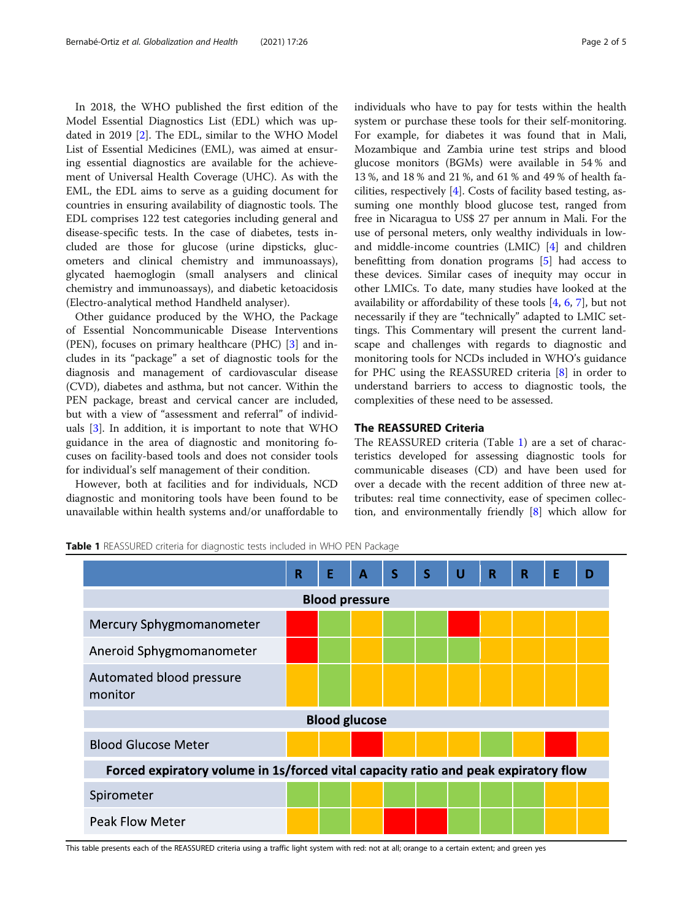In 2018, the WHO published the first edition of the Model Essential Diagnostics List (EDL) which was updated in 2019 [2]. The EDL, similar to the WHO Model List of Essential Medicines (EML), was aimed at ensuring essential diagnostics are available for the achievement of Universal Health Coverage (UHC). As with the EML, the EDL aims to serve as a guiding document for countries in ensuring availability of diagnostic tools. The EDL comprises 122 test categories including general and disease-specific tests. In the case of diabetes, tests included are those for glucose (urine dipsticks, glucometers and clinical chemistry and immunoassays), glycated haemoglogin (small analysers and clinical chemistry and immunoassays), and diabetic ketoacidosis (Electro-analytical method Handheld analyser).

Other guidance produced by the WHO, the Package of Essential Noncommunicable Disease Interventions (PEN), focuses on primary healthcare (PHC) [3] and includes in its "package" a set of diagnostic tools for the diagnosis and management of cardiovascular disease (CVD), diabetes and asthma, but not cancer. Within the PEN package, breast and cervical cancer are included, but with a view of "assessment and referral" of individuals [3]. In addition, it is important to note that WHO guidance in the area of diagnostic and monitoring focuses on facility-based tools and does not consider tools for individual's self management of their condition.

However, both at facilities and for individuals, NCD diagnostic and monitoring tools have been found to be unavailable within health systems and/or unaffordable to individuals who have to pay for tests within the health system or purchase these tools for their self-monitoring. For example, for diabetes it was found that in Mali, Mozambique and Zambia urine test strips and blood glucose monitors (BGMs) were available in 54 % and 13 %, and 18 % and 21 %, and 61 % and 49 % of health facilities, respectively [4]. Costs of facility based testing, assuming one monthly blood glucose test, ranged from free in Nicaragua to US$ 27 per annum in Mali. For the use of personal meters, only wealthy individuals in low- and middle-income countries (LMIC) [4] and children benefitting from donation programs [5] had access to these devices. Similar cases of inequity may occur in other LMICs. To date, many studies have looked at the availability or affordability of these tools [4, 6, 7], but not necessarily if they are "technically" adapted to LMIC settings. This Commentary will present the current landscape and challenges with regards to diagnostic and monitoring tools for NCDs included in WHO's guidance for PHC using the REASSURED criteria [8] in order to understand barriers to access to diagnostic tools, the complexities of these need to be assessed.

## The REASSURED Criteria

The REASSURED criteria (Table 1) are a set of characteristics developed for assessing diagnostic tools for communicable diseases (CD) and have been used for over a decade with the recent addition of three new attributes: real time connectivity, ease of specimen collection, and environmentally friendly [8] which allow for

**Table 1** REASSURED criteria for diagnostic tests included in WHO PEN Package

| | R | E | A | S | S | U | R | R | E | D |
|---|---|---|---|---|---|---|---|---|---|---|
| **Blood pressure** | | | | | | | | | | |
| Mercury Sphygmomanometer | Red | Green | Orange | Green | Green | Red | Orange | Orange | Orange | Orange |
| Aneroid Sphygmomanometer | Red | Green | Orange | Green | Green | Green | Orange | Orange | Orange | Orange |
| Automated blood pressure monitor | Orange | Green | Orange | Orange | Orange | Orange | Orange | Orange | Orange | Orange |
| **Blood glucose** | | | | | | | | | | |
| Blood Glucose Meter | Orange | Orange | Red | Orange | Orange | Orange | Green | Orange | Red | Orange |
| **Forced expiratory volume in 1s/forced vital capacity ratio and peak expiratory flow** | | | | | | | | | | |
| Spirometer | Green | Green | Orange | Green | Green | Green | Green | Green | Orange | Orange |
| Peak Flow Meter | Orange | Green | Orange | Red | Red | Green | Green | Green | Orange | Orange |

This table presents each of the REASSURED criteria using a traffic light system with red: not at all; orange to a certain extent; and green yes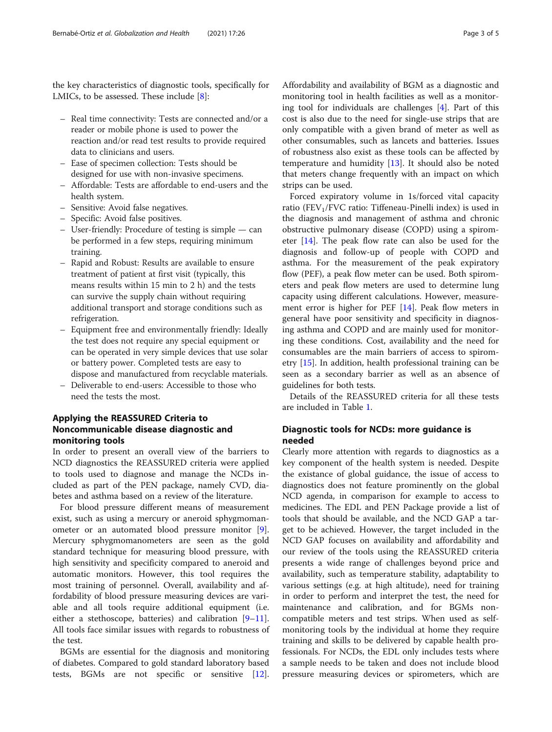the key characteristics of diagnostic tools, specifically for LMICs, to be assessed. These include [8]:

- Real time connectivity: Tests are connected and/or a reader or mobile phone is used to power the reaction and/or read test results to provide required data to clinicians and users.
- Ease of specimen collection: Tests should be designed for use with non-invasive specimens.
- Affordable: Tests are affordable to end-users and the health system.
- Sensitive: Avoid false negatives.
- Specific: Avoid false positives.
- User-friendly: Procedure of testing is simple — can be performed in a few steps, requiring minimum training.
- Rapid and Robust: Results are available to ensure treatment of patient at first visit (typically, this means results within 15 min to 2 h) and the tests can survive the supply chain without requiring additional transport and storage conditions such as refrigeration.
- Equipment free and environmentally friendly: Ideally the test does not require any special equipment or can be operated in very simple devices that use solar or battery power. Completed tests are easy to dispose and manufactured from recyclable materials.
- Deliverable to end-users: Accessible to those who need the tests the most.

## Applying the REASSURED Criteria to Noncommunicable disease diagnostic and monitoring tools

In order to present an overall view of the barriers to NCD diagnostics the REASSURED criteria were applied to tools used to diagnose and manage the NCDs included as part of the PEN package, namely CVD, diabetes and asthma based on a review of the literature.

For blood pressure different means of measurement exist, such as using a mercury or aneroid sphygmomanometer or an automated blood pressure monitor [9]. Mercury sphygmomanometers are seen as the gold standard technique for measuring blood pressure, with high sensitivity and specificity compared to aneroid and automatic monitors. However, this tool requires the most training of personnel. Overall, availability and affordability of blood pressure measuring devices are variable and all tools require additional equipment (i.e. either a stethoscope, batteries) and calibration [9–11]. All tools face similar issues with regards to robustness of the test.

BGMs are essential for the diagnosis and monitoring of diabetes. Compared to gold standard laboratory based tests, BGMs are not specific or sensitive [12]. Affordability and availability of BGM as a diagnostic and monitoring tool in health facilities as well as a monitoring tool for individuals are challenges [4]. Part of this cost is also due to the need for single-use strips that are only compatible with a given brand of meter as well as other consumables, such as lancets and batteries. Issues of robustness also exist as these tools can be affected by temperature and humidity [13]. It should also be noted that meters change frequently with an impact on which strips can be used.

Forced expiratory volume in 1s/forced vital capacity ratio ($FEV_1$/FVC ratio: Tiffeneau-Pinelli index) is used in the diagnosis and management of asthma and chronic obstructive pulmonary disease (COPD) using a spirometer [14]. The peak flow rate can also be used for the diagnosis and follow-up of people with COPD and asthma. For the measurement of the peak expiratory flow (PEF), a peak flow meter can be used. Both spirometers and peak flow meters are used to determine lung capacity using different calculations. However, measurement error is higher for PEF [14]. Peak flow meters in general have poor sensitivity and specificity in diagnosing asthma and COPD and are mainly used for monitoring these conditions. Cost, availability and the need for consumables are the main barriers of access to spirometry [15]. In addition, health professional training can be seen as a secondary barrier as well as an absence of guidelines for both tests.

Details of the REASSURED criteria for all these tests are included in Table 1.

## Diagnostic tools for NCDs: more guidance is needed

Clearly more attention with regards to diagnostics as a key component of the health system is needed. Despite the existance of global guidance, the issue of access to diagnostics does not feature prominently on the global NCD agenda, in comparison for example to access to medicines. The EDL and PEN Package provide a list of tools that should be available, and the NCD GAP a target to be achieved. However, the target included in the NCD GAP focuses on availability and affordability and our review of the tools using the REASSURED criteria presents a wide range of challenges beyond price and availability, such as temperature stability, adaptability to various settings (e.g. at high altitude), need for training in order to perform and interpret the test, the need for maintenance and calibration, and for BGMs non-compatible meters and test strips. When used as self-monitoring tools by the individual at home they require training and skills to be delivered by capable health professionals. For NCDs, the EDL only includes tests where a sample needs to be taken and does not include blood pressure measuring devices or spirometers, which are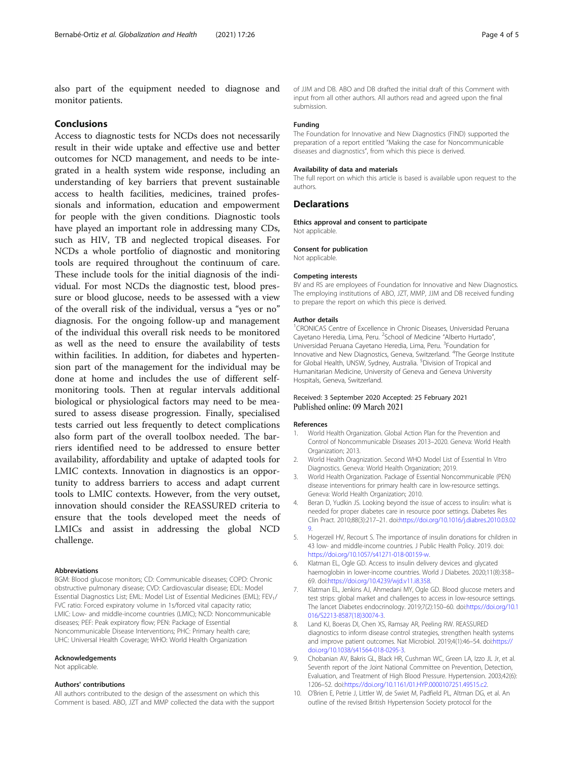also part of the equipment needed to diagnose and monitor patients.

## Conclusions

Access to diagnostic tests for NCDs does not necessarily result in their wide uptake and effective use and better outcomes for NCD management, and needs to be integrated in a health system wide response, including an understanding of key barriers that prevent sustainable access to health facilities, medicines, trained professionals and information, education and empowerment for people with the given conditions. Diagnostic tools have played an important role in addressing many CDs, such as HIV, TB and neglected tropical diseases. For NCDs a whole portfolio of diagnostic and monitoring tools are required throughout the continuum of care. These include tools for the initial diagnosis of the individual. For most NCDs the diagnostic test, blood pressure or blood glucose, needs to be assessed with a view of the overall risk of the individual, versus a "yes or no" diagnosis. For the ongoing follow-up and management of the individual this overall risk needs to be monitored as well as the need to ensure the availability of tests within facilities. In addition, for diabetes and hypertension part of the management for the individual may be done at home and includes the use of different self-monitoring tools. Then at regular intervals additional biological or physiological factors may need to be measured to assess disease progression. Finally, specialised tests carried out less frequently to detect complications also form part of the overall toolbox needed. The barriers identified need to be addressed to ensure better availability, affordability and uptake of adapted tools for LMIC contexts. Innovation in diagnostics is an opportunity to address barriers to access and adapt current tools to LMIC contexts. However, from the very outset, innovation should consider the REASSURED criteria to ensure that the tools developed meet the needs of LMICs and assist in addressing the global NCD challenge.

#### Abbreviations

BGM: Blood glucose monitors; CD: Communicable diseases; COPD: Chronic obstructive pulmonary disease; CVD: Cardiovascular disease; EDL: Model Essential Diagnostics List; EML: Model List of Essential Medicines (EML); $FEV_1$/FVC ratio: Forced expiratory volume in 1s/forced vital capacity ratio; LMIC: Low- and middle-income countries (LMIC); NCD: Noncommunicable diseases; PEF: Peak expiratory flow; PEN: Package of Essential Noncommunicable Disease Interventions; PHC: Primary health care; UHC: Universal Health Coverage; WHO: World Health Organization

#### Acknowledgements

Not applicable.

#### Authors' contributions

All authors contributed to the design of the assessment on which this Comment is based. ABO, JZT and MMP collected the data with the support of JJM and DB. ABO and DB drafted the initial draft of this Comment with input from all other authors. All authors read and agreed upon the final submission.

#### Funding

The Foundation for Innovative and New Diagnostics (FIND) supported the preparation of a report entitled "Making the case for Noncommunicable diseases and diagnostics", from which this piece is derived.

#### Availability of data and materials

The full report on which this article is based is available upon request to the authors.

## Declarations

#### Ethics approval and consent to participate

Not applicable.

#### Consent for publication

Not applicable.

#### Competing interests

BV and RS are employees of Foundation for Innovative and New Diagnostics. The employing institutions of ABO, JZT, MMP, JJM and DB received funding to prepare the report on which this piece is derived.

#### Author details

[1]CRONICAS Centre of Excellence in Chronic Diseases, Universidad Peruana Cayetano Heredia, Lima, Peru. [2]School of Medicine "Alberto Hurtado", Universidad Peruana Cayetano Heredia, Lima, Peru. [3]Foundation for Innovative and New Diagnostics, Geneva, Switzerland. [4]The George Institute for Global Health, UNSW, Sydney, Australia. [5]Division of Tropical and Humanitarian Medicine, University of Geneva and Geneva University Hospitals, Geneva, Switzerland.

Received: 3 September 2020 Accepted: 25 February 2021
Published online: 09 March 2021

#### References

1. World Health Organization. Global Action Plan for the Prevention and Control of Noncommunicable Diseases 2013–2020. Geneva: World Health Organization; 2013.
2. World Health Oragnization. Second WHO Model List of Essential In Vitro Diagnostics. Geneva: World Health Organization; 2019.
3. World Health Organization. Package of Essential Noncommunicable (PEN) disease interventions for primary health care in low-resource settings. Geneva: World Health Organization; 2010.
4. Beran D, Yudkin JS. Looking beyond the issue of access to insulin: what is needed for proper diabetes care in resource poor settings. Diabetes Res Clin Pract. 2010;88(3):217–21. doi:https://doi.org/10.1016/j.diabres.2010.03.029.
5. Hogerzeil HV, Recourt S. The importance of insulin donations for children in 43 low- and middle-income countries. J Public Health Policy. 2019. doi: https://doi.org/10.1057/s41271-018-00159-w.
6. Klatman EL, Ogle GD. Access to insulin delivery devices and glycated haemoglobin in lower-income countries. World J Diabetes. 2020;11(8):358–69. doi:https://doi.org/10.4239/wjd.v11.i8.358.
7. Klatman EL, Jenkins AJ, Ahmedani MY, Ogle GD. Blood glucose meters and test strips: global market and challenges to access in low-resource settings. The lancet Diabetes endocrinology. 2019;7(2):150–60. doi:https://doi.org/10.1016/S2213-8587(18)30074-3.
8. Land KJ, Boeras DI, Chen XS, Ramsay AR, Peeling RW. REASSURED diagnostics to inform disease control strategies, strengthen health systems and improve patient outcomes. Nat Microbiol. 2019;4(1):46–54. doi:https://doi.org/10.1038/s41564-018-0295-3.
9. Chobanian AV, Bakris GL, Black HR, Cushman WC, Green LA, Izzo JL Jr, et al. Seventh report of the Joint National Committee on Prevention, Detection, Evaluation, and Treatment of High Blood Pressure. Hypertension. 2003;42(6):1206–52. doi:https://doi.org/10.1161/01.HYP.0000107251.49515.c2.
10. O'Brien E, Petrie J, Littler W, de Swiet M, Padfield PL, Altman DG, et al. An outline of the revised British Hypertension Society protocol for the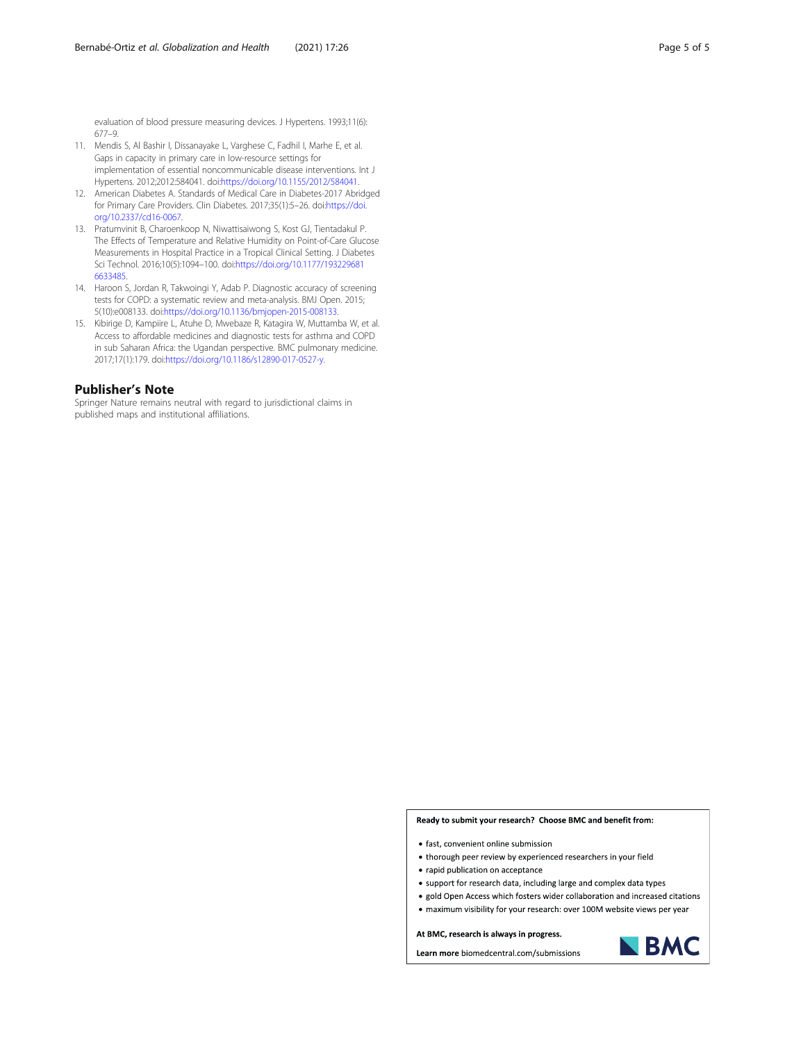evaluation of blood pressure measuring devices. J Hypertens. 1993;11(6): 677–9.

11. Mendis S, Al Bashir I, Dissanayake L, Varghese C, Fadhil I, Marhe E, et al. Gaps in capacity in primary care in low-resource settings for implementation of essential noncommunicable disease interventions. Int J Hypertens. 2012;2012:584041. doi:https://doi.org/10.1155/2012/584041.
12. American Diabetes A. Standards of Medical Care in Diabetes-2017 Abridged for Primary Care Providers. Clin Diabetes. 2017;35(1):5–26. doi:https://doi.org/10.2337/cd16-0067.
13. Pratumvinit B, Charoenkoop N, Niwattisaiwong S, Kost GJ, Tientadakul P. The Effects of Temperature and Relative Humidity on Point-of-Care Glucose Measurements in Hospital Practice in a Tropical Clinical Setting. J Diabetes Sci Technol. 2016;10(5):1094–100. doi:https://doi.org/10.1177/1932296816633485.
14. Haroon S, Jordan R, Takwoingi Y, Adab P. Diagnostic accuracy of screening tests for COPD: a systematic review and meta-analysis. BMJ Open. 2015; 5(10):e008133. doi:https://doi.org/10.1136/bmjopen-2015-008133.
15. Kibirige D, Kampiire L, Atuhe D, Mwebaze R, Katagira W, Muttamba W, et al. Access to affordable medicines and diagnostic tests for asthma and COPD in sub Saharan Africa: the Ugandan perspective. BMC pulmonary medicine. 2017;17(1):179. doi:https://doi.org/10.1186/s12890-017-0527-y.

## Publisher's Note

Springer Nature remains neutral with regard to jurisdictional claims in published maps and institutional affiliations.

**Ready to submit your research? Choose BMC and benefit from:**

- fast, convenient online submission
- thorough peer review by experienced researchers in your field
- rapid publication on acceptance
- support for research data, including large and complex data types
- gold Open Access which fosters wider collaboration and increased citations
- maximum visibility for your research: over 100M website views per year

**At BMC, research is always in progress.**

**Learn more** biomedcentral.com/submissions

BMC